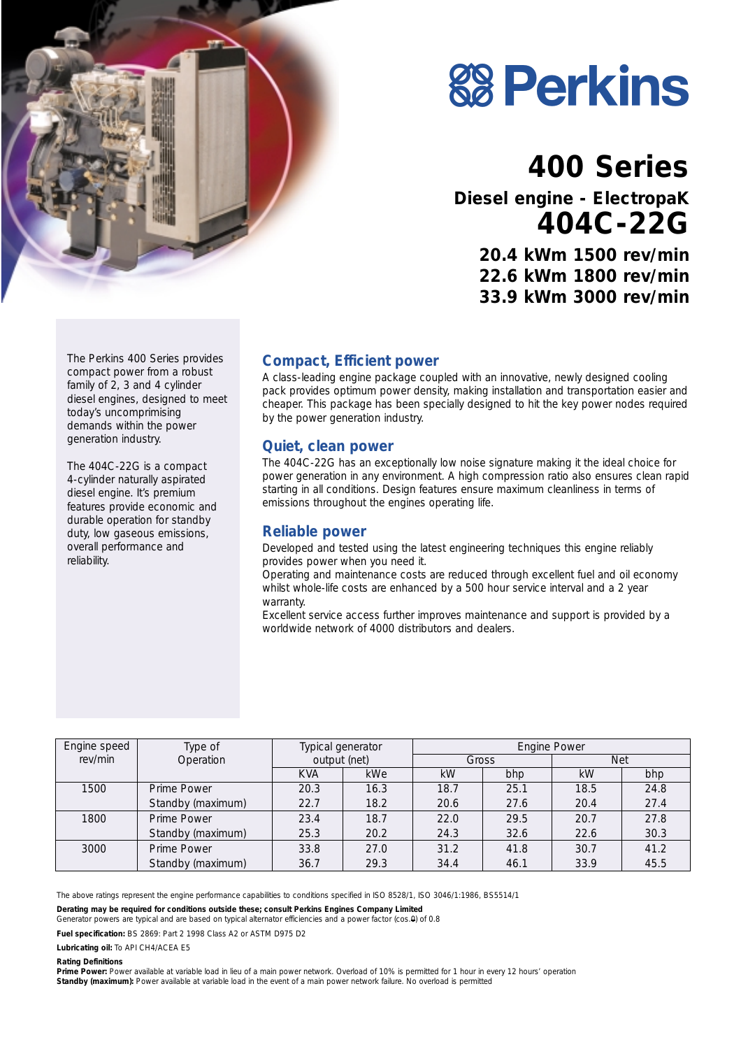# Perkins

# 400 Series

## Diesel engine - ElectropaK

## 404C-22G

**20.4 kWm 1500 rev/min**
**22.6 kWm 1800 rev/min**
**33.9 kWm 3000 rev/min**

The Perkins 400 Series provides compact power from a robust family of 2, 3 and 4 cylinder diesel engines, designed to meet today's uncomprimising demands within the power generation industry.

The 404C-22G is a compact 4-cylinder naturally aspirated diesel engine. It's premium features provide economic and durable operation for standby duty, low gaseous emissions, overall performance and reliability.

### Compact, Efficient power

A class-leading engine package coupled with an innovative, newly designed cooling pack provides optimum power density, making installation and transportation easier and cheaper. This package has been specially designed to hit the key power nodes required by the power generation industry.

### Quiet, clean power

The 404C-22G has an exceptionally low noise signature making it the ideal choice for power generation in any environment. A high compression ratio also ensures clean rapid starting in all conditions. Design features ensure maximum cleanliness in terms of emissions throughout the engines operating life.

### Reliable power

Developed and tested using the latest engineering techniques this engine reliably provides power when you need it.

Operating and maintenance costs are reduced through excellent fuel and oil economy whilst whole-life costs are enhanced by a 500 hour service interval and a 2 year warranty.

Excellent service access further improves maintenance and support is provided by a worldwide network of 4000 distributors and dealers.

| Engine speed rev/min | Type of Operation | Typical generator output (net) | | Engine Power | | | |
|---|---|---|---|---|---|---|---|
| | | | | Gross | | Net | |
| | | KVA | kWe | kW | bhp | kW | bhp |
| 1500 | Prime Power | 20.3 | 16.3 | 18.7 | 25.1 | 18.5 | 24.8 |
| | Standby (maximum) | 22.7 | 18.2 | 20.6 | 27.6 | 20.4 | 27.4 |
| 1800 | Prime Power | 23.4 | 18.7 | 22.0 | 29.5 | 20.7 | 27.8 |
| | Standby (maximum) | 25.3 | 20.2 | 24.3 | 32.6 | 22.6 | 30.3 |
| 3000 | Prime Power | 33.8 | 27.0 | 31.2 | 41.8 | 30.7 | 41.2 |
| | Standby (maximum) | 36.7 | 29.3 | 34.4 | 46.1 | 33.9 | 45.5 |

The above ratings represent the engine performance capabilities to conditions specified in ISO 8528/1, ISO 3046/1:1986, BS5514/1

**Derating may be required for conditions outside these; consult Perkins Engines Company Limited**
Generator powers are typical and are based on typical alternator efficiencies and a power factor (cos.θ) of 0.8

**Fuel specification:** BS 2869: Part 2 1998 Class A2 or ASTM D975 D2

**Lubricating oil:** To API CH4/ACEA E5

**Rating Definitions**
**Prime Power:** Power available at variable load in lieu of a main power network. Overload of 10% is permitted for 1 hour in every 12 hours' operation
**Standby (maximum):** Power available at variable load in the event of a main power network failure. No overload is permitted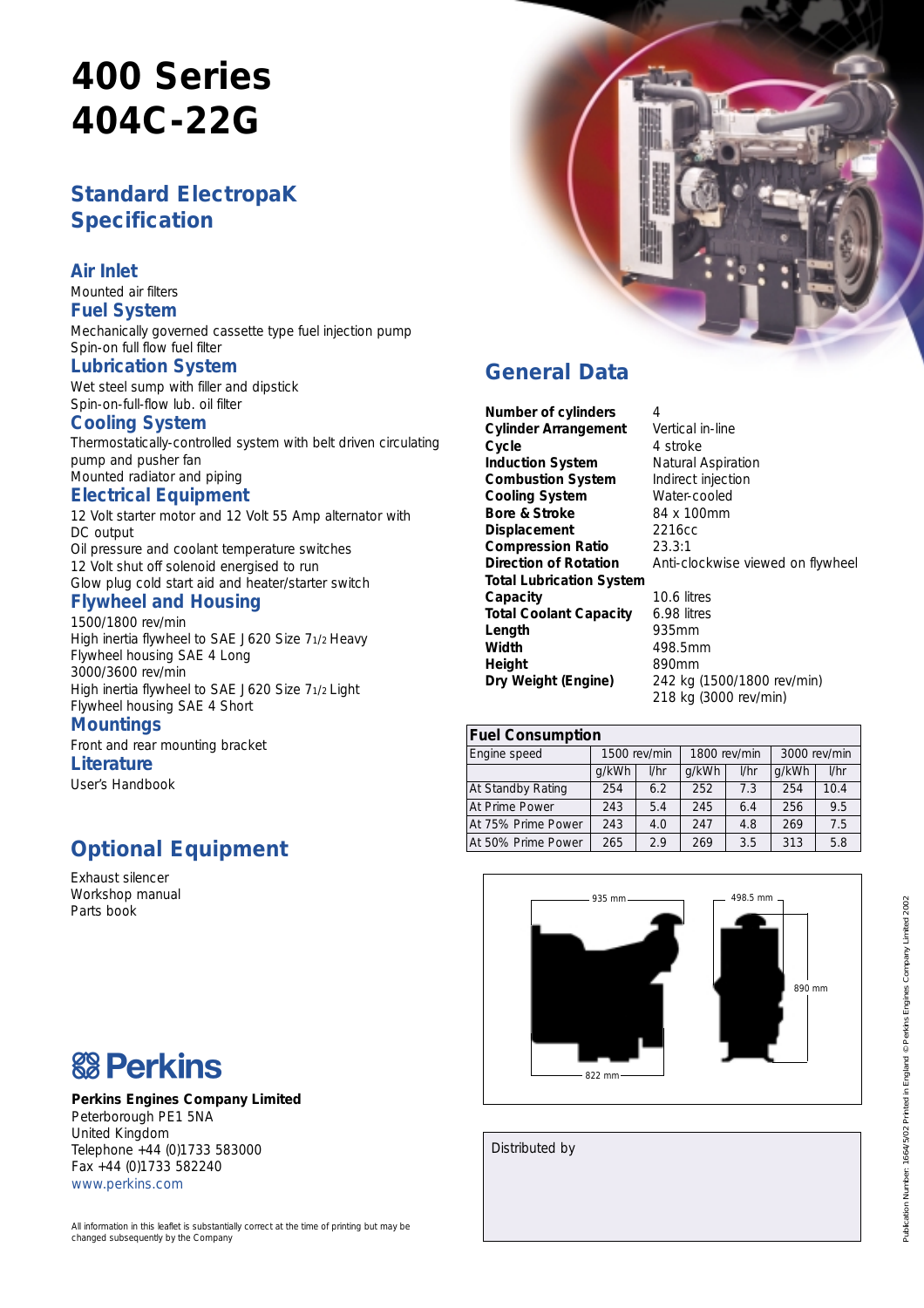# 400 Series 404C-22G

## Standard ElectropaK Specification

### Air Inlet
Mounted air filters

### Fuel System
Mechanically governed cassette type fuel injection pump
Spin-on full flow fuel filter

### Lubrication System
Wet steel sump with filler and dipstick
Spin-on-full-flow lub. oil filter

### Cooling System
Thermostatically-controlled system with belt driven circulating pump and pusher fan
Mounted radiator and piping

### Electrical Equipment
12 Volt starter motor and 12 Volt 55 Amp alternator with DC output
Oil pressure and coolant temperature switches
12 Volt shut off solenoid energised to run
Glow plug cold start aid and heater/starter switch

### Flywheel and Housing
1500/1800 rev/min
High inertia flywheel to SAE J620 Size 7 1/2 Heavy
Flywheel housing SAE 4 Long
3000/3600 rev/min
High inertia flywheel to SAE J620 Size 7 1/2 Light
Flywheel housing SAE 4 Short

### Mountings
Front and rear mounting bracket

### Literature
User's Handbook

## Optional Equipment

Exhaust silencer
Workshop manual
Parts book

## General Data

| | |
|---|---|
| **Number of cylinders** | 4 |
| **Cylinder Arrangement** | Vertical in-line |
| **Cycle** | 4 stroke |
| **Induction System** | Natural Aspiration |
| **Combustion System** | Indirect injection |
| **Cooling System** | Water-cooled |
| **Bore & Stroke** | 84 x 100mm |
| **Displacement** | 2216cc |
| **Compression Ratio** | 23.3:1 |
| **Direction of Rotation** | Anti-clockwise viewed on flywheel |
| **Total Lubrication System Capacity** | 10.6 litres |
| **Total Coolant Capacity** | 6.98 litres |
| **Length** | 935mm |
| **Width** | 498.5mm |
| **Height** | 890mm |
| **Dry Weight (Engine)** | 242 kg (1500/1800 rev/min)<br>218 kg (3000 rev/min) |

### Fuel Consumption

| Engine speed | 1500 rev/min | | 1800 rev/min | | 3000 rev/min | |
|---|---|---|---|---|---|---|
| | g/kWh | l/hr | g/kWh | l/hr | g/kWh | l/hr |
| At Standby Rating | 254 | 6.2 | 252 | 7.3 | 254 | 10.4 |
| At Prime Power | 243 | 5.4 | 245 | 6.4 | 256 | 9.5 |
| At 75% Prime Power | 243 | 4.0 | 247 | 4.8 | 269 | 7.5 |
| At 50% Prime Power | 265 | 2.9 | 269 | 3.5 | 313 | 5.8 |

935 mm
498.5 mm
890 mm
822 mm

Distributed by

**Perkins**

**Perkins Engines Company Limited**
Peterborough PE1 5NA
United Kingdom
Telephone +44 (0)1733 583000
Fax +44 (0)1733 582240
www.perkins.com

All information in this leaflet is substantially correct at the time of printing but may be changed subsequently by the Company

Publication Number: 1664/5/02 Printed in England © Perkins Engines Company Limited 2002